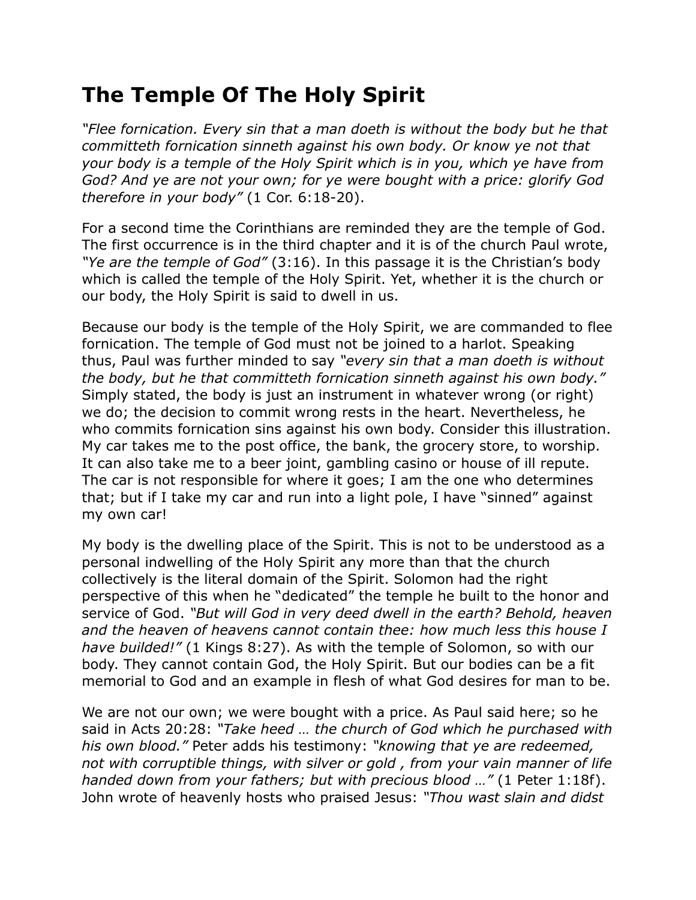# The Temple Of The Holy Spirit

*"Flee fornication. Every sin that a man doeth is without the body but he that committeth fornication sinneth against his own body. Or know ye not that your body is a temple of the Holy Spirit which is in you, which ye have from God? And ye are not your own; for ye were bought with a price: glorify God therefore in your body"* (1 Cor. 6:18-20).

For a second time the Corinthians are reminded they are the temple of God. The first occurrence is in the third chapter and it is of the church Paul wrote, *"Ye are the temple of God"* (3:16). In this passage it is the Christian's body which is called the temple of the Holy Spirit. Yet, whether it is the church or our body, the Holy Spirit is said to dwell in us.

Because our body is the temple of the Holy Spirit, we are commanded to flee fornication. The temple of God must not be joined to a harlot. Speaking thus, Paul was further minded to say *"every sin that a man doeth is without the body, but he that committeth fornication sinneth against his own body."* Simply stated, the body is just an instrument in whatever wrong (or right) we do; the decision to commit wrong rests in the heart. Nevertheless, he who commits fornication sins against his own body. Consider this illustration. My car takes me to the post office, the bank, the grocery store, to worship. It can also take me to a beer joint, gambling casino or house of ill repute. The car is not responsible for where it goes; I am the one who determines that; but if I take my car and run into a light pole, I have "sinned" against my own car!

My body is the dwelling place of the Spirit. This is not to be understood as a personal indwelling of the Holy Spirit any more than that the church collectively is the literal domain of the Spirit. Solomon had the right perspective of this when he "dedicated" the temple he built to the honor and service of God. *"But will God in very deed dwell in the earth? Behold, heaven and the heaven of heavens cannot contain thee: how much less this house I have builded!"* (1 Kings 8:27). As with the temple of Solomon, so with our body. They cannot contain God, the Holy Spirit. But our bodies can be a fit memorial to God and an example in flesh of what God desires for man to be.

We are not our own; we were bought with a price. As Paul said here; so he said in Acts 20:28: *"Take heed … the church of God which he purchased with his own blood."* Peter adds his testimony: *"knowing that ye are redeemed, not with corruptible things, with silver or gold , from your vain manner of life handed down from your fathers; but with precious blood …"* (1 Peter 1:18f). John wrote of heavenly hosts who praised Jesus: *"Thou wast slain and didst*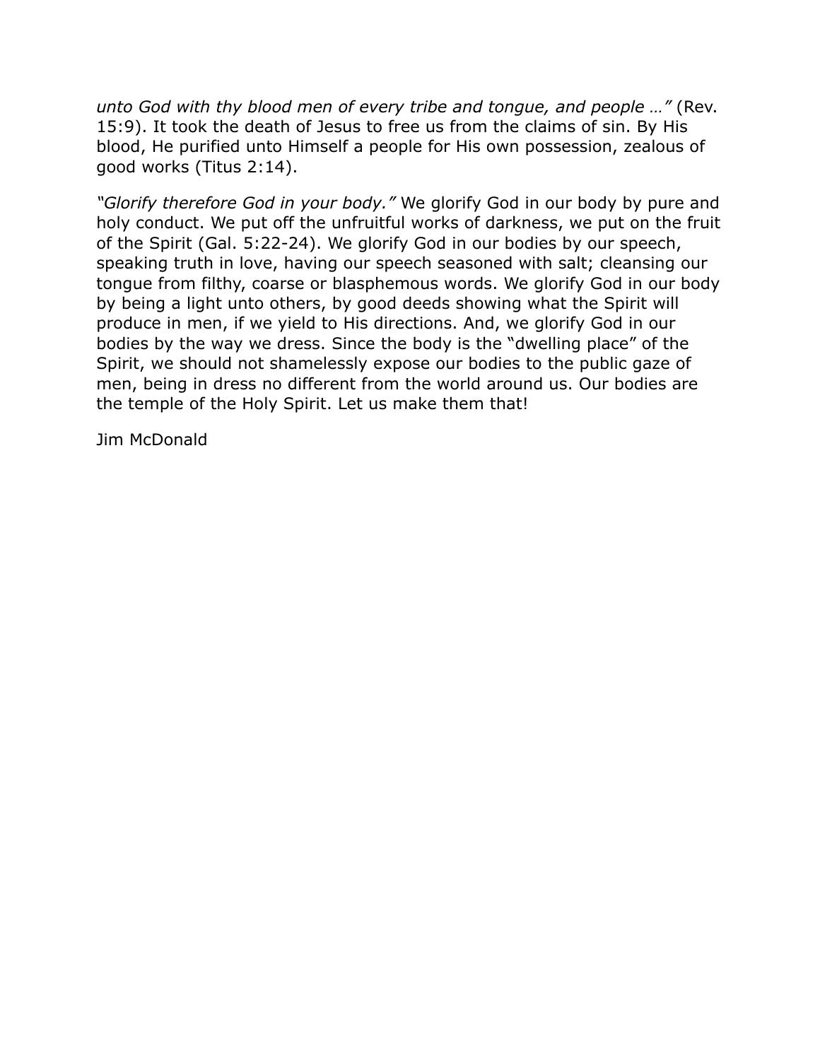*unto God with thy blood men of every tribe and tongue, and people …"* (Rev. 15:9). It took the death of Jesus to free us from the claims of sin. By His blood, He purified unto Himself a people for His own possession, zealous of good works (Titus 2:14).

*"Glorify therefore God in your body."* We glorify God in our body by pure and holy conduct. We put off the unfruitful works of darkness, we put on the fruit of the Spirit (Gal. 5:22-24). We glorify God in our bodies by our speech, speaking truth in love, having our speech seasoned with salt; cleansing our tongue from filthy, coarse or blasphemous words. We glorify God in our body by being a light unto others, by good deeds showing what the Spirit will produce in men, if we yield to His directions. And, we glorify God in our bodies by the way we dress. Since the body is the "dwelling place" of the Spirit, we should not shamelessly expose our bodies to the public gaze of men, being in dress no different from the world around us. Our bodies are the temple of the Holy Spirit. Let us make them that!

Jim McDonald